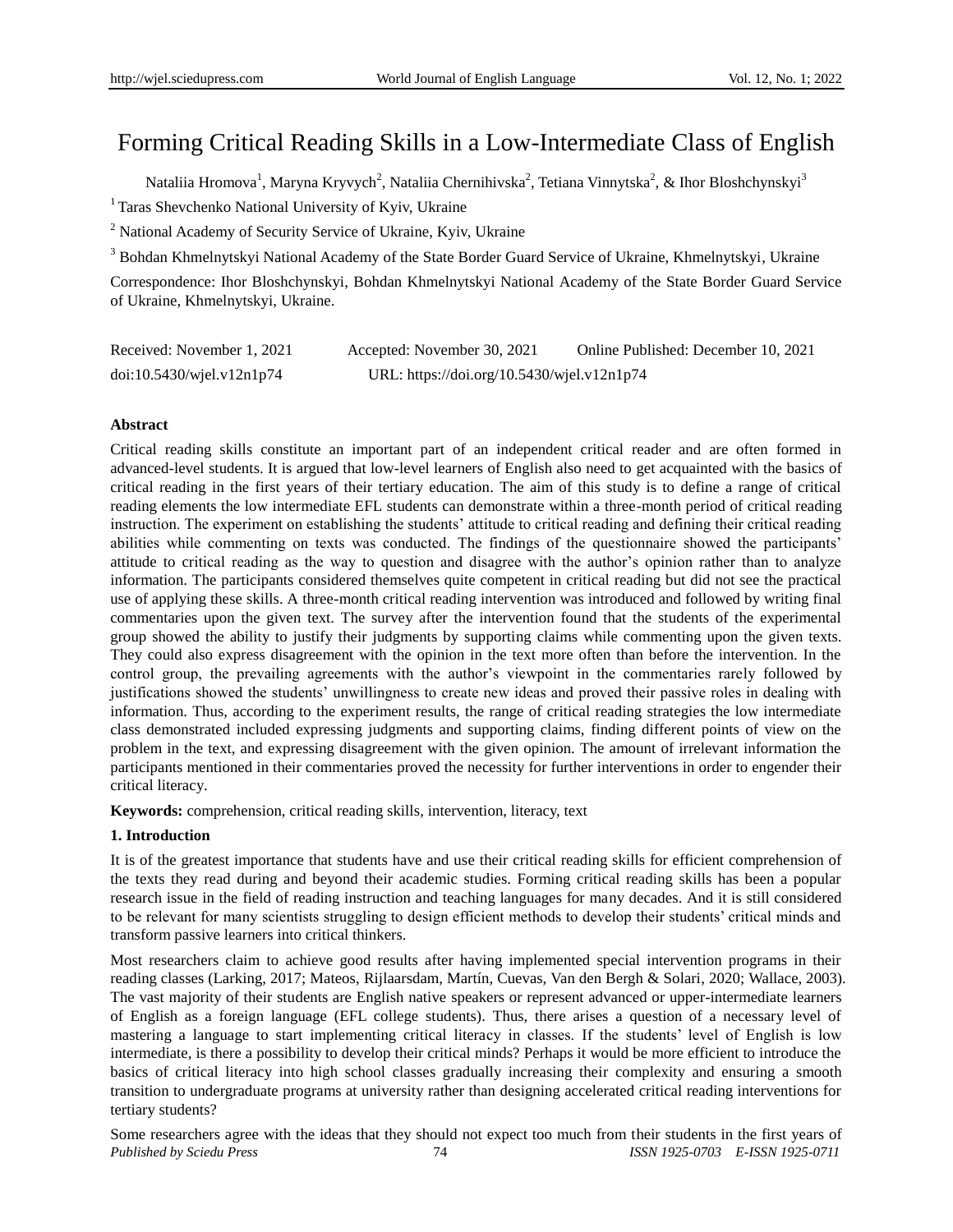# Forming Critical Reading Skills in a Low-Intermediate Class of English

Nataliia Hromova[1], Maryna Kryvych[2], Nataliia Chernihivska[2], Tetiana Vinnytska[2], & Ihor Bloshchynskyi[3]

[1] Taras Shevchenko National University of Kyiv, Ukraine

[2] National Academy of Security Service of Ukraine, Kyiv, Ukraine

[3] Bohdan Khmelnytskyi National Academy of the State Border Guard Service of Ukraine, Khmelnytskyi, Ukraine

Correspondence: Ihor Bloshchynskyi, Bohdan Khmelnytskyi National Academy of the State Border Guard Service of Ukraine, Khmelnytskyi, Ukraine.

Received: November 1, 2021 Accepted: November 30, 2021 Online Published: December 10, 2021

doi:10.5430/wjel.v12n1p74 URL: https://doi.org/10.5430/wjel.v12n1p74

**Abstract**

Critical reading skills constitute an important part of an independent critical reader and are often formed in advanced-level students. It is argued that low-level learners of English also need to get acquainted with the basics of critical reading in the first years of their tertiary education. The aim of this study is to define a range of critical reading elements the low intermediate EFL students can demonstrate within a three-month period of critical reading instruction. The experiment on establishing the students' attitude to critical reading and defining their critical reading abilities while commenting on texts was conducted. The findings of the questionnaire showed the participants' attitude to critical reading as the way to question and disagree with the author's opinion rather than to analyze information. The participants considered themselves quite competent in critical reading but did not see the practical use of applying these skills. A three-month critical reading intervention was introduced and followed by writing final commentaries upon the given text. The survey after the intervention found that the students of the experimental group showed the ability to justify their judgments by supporting claims while commenting upon the given texts. They could also express disagreement with the opinion in the text more often than before the intervention. In the control group, the prevailing agreements with the author's viewpoint in the commentaries rarely followed by justifications showed the students' unwillingness to create new ideas and proved their passive roles in dealing with information. Thus, according to the experiment results, the range of critical reading strategies the low intermediate class demonstrated included expressing judgments and supporting claims, finding different points of view on the problem in the text, and expressing disagreement with the given opinion. The amount of irrelevant information the participants mentioned in their commentaries proved the necessity for further interventions in order to engender their critical literacy.

**Keywords:** comprehension, critical reading skills, intervention, literacy, text

## 1. Introduction

It is of the greatest importance that students have and use their critical reading skills for efficient comprehension of the texts they read during and beyond their academic studies. Forming critical reading skills has been a popular research issue in the field of reading instruction and teaching languages for many decades. And it is still considered to be relevant for many scientists struggling to design efficient methods to develop their students' critical minds and transform passive learners into critical thinkers.

Most researchers claim to achieve good results after having implemented special intervention programs in their reading classes (Larking, 2017; Mateos, Rijlaarsdam, Martín, Cuevas, Van den Bergh & Solari, 2020; Wallace, 2003). The vast majority of their students are English native speakers or represent advanced or upper-intermediate learners of English as a foreign language (EFL college students). Thus, there arises a question of a necessary level of mastering a language to start implementing critical literacy in classes. If the students' level of English is low intermediate, is there a possibility to develop their critical minds? Perhaps it would be more efficient to introduce the basics of critical literacy into high school classes gradually increasing their complexity and ensuring a smooth transition to undergraduate programs at university rather than designing accelerated critical reading interventions for tertiary students?

Some researchers agree with the ideas that they should not expect too much from their students in the first years of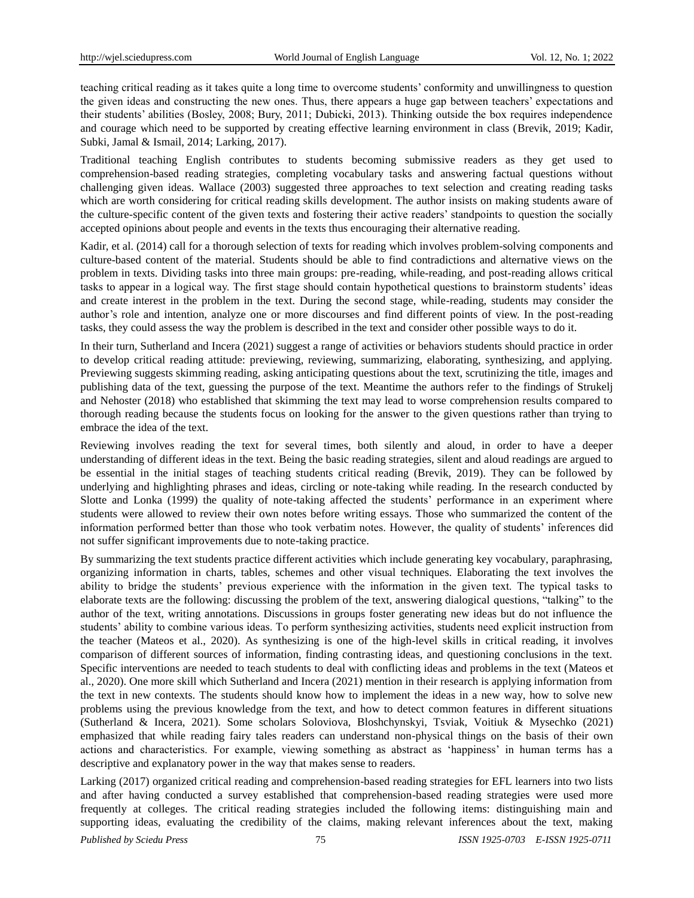teaching critical reading as it takes quite a long time to overcome students' conformity and unwillingness to question the given ideas and constructing the new ones. Thus, there appears a huge gap between teachers' expectations and their students' abilities (Bosley, 2008; Bury, 2011; Dubicki, 2013). Thinking outside the box requires independence and courage which need to be supported by creating effective learning environment in class (Brevik, 2019; Kadir, Subki, Jamal & Ismail, 2014; Larking, 2017).

Traditional teaching English contributes to students becoming submissive readers as they get used to comprehension-based reading strategies, completing vocabulary tasks and answering factual questions without challenging given ideas. Wallace (2003) suggested three approaches to text selection and creating reading tasks which are worth considering for critical reading skills development. The author insists on making students aware of the culture-specific content of the given texts and fostering their active readers' standpoints to question the socially accepted opinions about people and events in the texts thus encouraging their alternative reading.

Kadir, et al. (2014) call for a thorough selection of texts for reading which involves problem-solving components and culture-based content of the material. Students should be able to find contradictions and alternative views on the problem in texts. Dividing tasks into three main groups: pre-reading, while-reading, and post-reading allows critical tasks to appear in a logical way. The first stage should contain hypothetical questions to brainstorm students' ideas and create interest in the problem in the text. During the second stage, while-reading, students may consider the author's role and intention, analyze one or more discourses and find different points of view. In the post-reading tasks, they could assess the way the problem is described in the text and consider other possible ways to do it.

In their turn, Sutherland and Incera (2021) suggest a range of activities or behaviors students should practice in order to develop critical reading attitude: previewing, reviewing, summarizing, elaborating, synthesizing, and applying. Previewing suggests skimming reading, asking anticipating questions about the text, scrutinizing the title, images and publishing data of the text, guessing the purpose of the text. Meantime the authors refer to the findings of Strukelj and Nehoster (2018) who established that skimming the text may lead to worse comprehension results compared to thorough reading because the students focus on looking for the answer to the given questions rather than trying to embrace the idea of the text.

Reviewing involves reading the text for several times, both silently and aloud, in order to have a deeper understanding of different ideas in the text. Being the basic reading strategies, silent and aloud readings are argued to be essential in the initial stages of teaching students critical reading (Brevik, 2019). They can be followed by underlying and highlighting phrases and ideas, circling or note-taking while reading. In the research conducted by Slotte and Lonka (1999) the quality of note-taking affected the students' performance in an experiment where students were allowed to review their own notes before writing essays. Those who summarized the content of the information performed better than those who took verbatim notes. However, the quality of students' inferences did not suffer significant improvements due to note-taking practice.

By summarizing the text students practice different activities which include generating key vocabulary, paraphrasing, organizing information in charts, tables, schemes and other visual techniques. Elaborating the text involves the ability to bridge the students' previous experience with the information in the given text. The typical tasks to elaborate texts are the following: discussing the problem of the text, answering dialogical questions, "talking" to the author of the text, writing annotations. Discussions in groups foster generating new ideas but do not influence the students' ability to combine various ideas. To perform synthesizing activities, students need explicit instruction from the teacher (Mateos et al., 2020). As synthesizing is one of the high-level skills in critical reading, it involves comparison of different sources of information, finding contrasting ideas, and questioning conclusions in the text. Specific interventions are needed to teach students to deal with conflicting ideas and problems in the text (Mateos et al., 2020). One more skill which Sutherland and Incera (2021) mention in their research is applying information from the text in new contexts. The students should know how to implement the ideas in a new way, how to solve new problems using the previous knowledge from the text, and how to detect common features in different situations (Sutherland & Incera, 2021). Some scholars Soloviova, Bloshchynskyi, Tsviak, Voitiuk & Mysechko (2021) emphasized that while reading fairy tales readers can understand non-physical things on the basis of their own actions and characteristics. For example, viewing something as abstract as 'happiness' in human terms has a descriptive and explanatory power in the way that makes sense to readers.

Larking (2017) organized critical reading and comprehension-based reading strategies for EFL learners into two lists and after having conducted a survey established that comprehension-based reading strategies were used more frequently at colleges. The critical reading strategies included the following items: distinguishing main and supporting ideas, evaluating the credibility of the claims, making relevant inferences about the text, making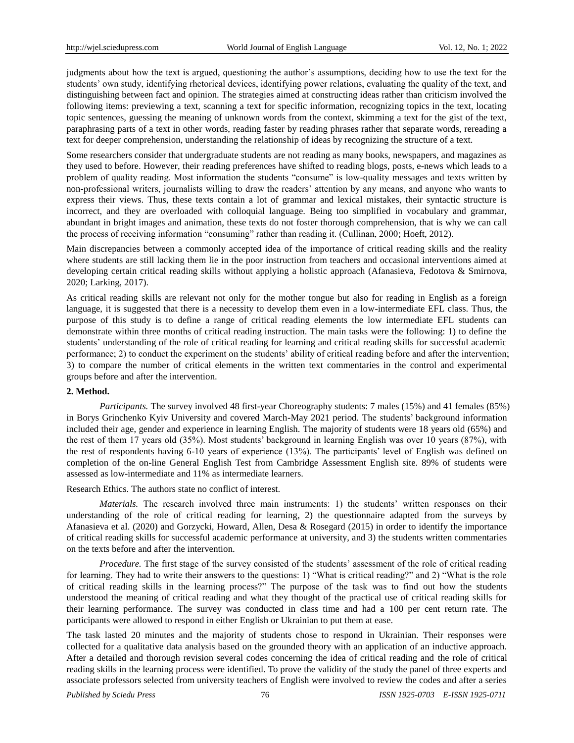judgments about how the text is argued, questioning the author's assumptions, deciding how to use the text for the students' own study, identifying rhetorical devices, identifying power relations, evaluating the quality of the text, and distinguishing between fact and opinion. The strategies aimed at constructing ideas rather than criticism involved the following items: previewing a text, scanning a text for specific information, recognizing topics in the text, locating topic sentences, guessing the meaning of unknown words from the context, skimming a text for the gist of the text, paraphrasing parts of a text in other words, reading faster by reading phrases rather that separate words, rereading a text for deeper comprehension, understanding the relationship of ideas by recognizing the structure of a text.

Some researchers consider that undergraduate students are not reading as many books, newspapers, and magazines as they used to before. However, their reading preferences have shifted to reading blogs, posts, e-news which leads to a problem of quality reading. Most information the students "consume" is low-quality messages and texts written by non-professional writers, journalists willing to draw the readers' attention by any means, and anyone who wants to express their views. Thus, these texts contain a lot of grammar and lexical mistakes, their syntactic structure is incorrect, and they are overloaded with colloquial language. Being too simplified in vocabulary and grammar, abundant in bright images and animation, these texts do not foster thorough comprehension, that is why we can call the process of receiving information "consuming" rather than reading it. (Cullinan, 2000; Hoeft, 2012).

Main discrepancies between a commonly accepted idea of the importance of critical reading skills and the reality where students are still lacking them lie in the poor instruction from teachers and occasional interventions aimed at developing certain critical reading skills without applying a holistic approach (Afanasieva, Fedotova & Smirnova, 2020; Larking, 2017).

As critical reading skills are relevant not only for the mother tongue but also for reading in English as a foreign language, it is suggested that there is a necessity to develop them even in a low-intermediate EFL class. Thus, the purpose of this study is to define a range of critical reading elements the low intermediate EFL students can demonstrate within three months of critical reading instruction. The main tasks were the following: 1) to define the students' understanding of the role of critical reading for learning and critical reading skills for successful academic performance; 2) to conduct the experiment on the students' ability of critical reading before and after the intervention; 3) to compare the number of critical elements in the written text commentaries in the control and experimental groups before and after the intervention.

## 2. Method.

*Participants.* The survey involved 48 first-year Choreography students: 7 males (15%) and 41 females (85%) in Borys Grinchenko Kyiv University and covered March-May 2021 period. The students' background information included their age, gender and experience in learning English. The majority of students were 18 years old (65%) and the rest of them 17 years old (35%). Most students' background in learning English was over 10 years (87%), with the rest of respondents having 6-10 years of experience (13%). The participants' level of English was defined on completion of the on-line General English Test from Cambridge Assessment English site. 89% of students were assessed as low-intermediate and 11% as intermediate learners.

Research Ethics. The authors state no conflict of interest.

*Materials.* The research involved three main instruments: 1) the students' written responses on their understanding of the role of critical reading for learning, 2) the questionnaire adapted from the surveys by Afanasieva et al. (2020) and Gorzycki, Howard, Allen, Desa & Rosegard (2015) in order to identify the importance of critical reading skills for successful academic performance at university, and 3) the students written commentaries on the texts before and after the intervention.

*Procedure.* The first stage of the survey consisted of the students' assessment of the role of critical reading for learning. They had to write their answers to the questions: 1) "What is critical reading?" and 2) "What is the role of critical reading skills in the learning process?" The purpose of the task was to find out how the students understood the meaning of critical reading and what they thought of the practical use of critical reading skills for their learning performance. The survey was conducted in class time and had a 100 per cent return rate. The participants were allowed to respond in either English or Ukrainian to put them at ease.

The task lasted 20 minutes and the majority of students chose to respond in Ukrainian. Their responses were collected for a qualitative data analysis based on the grounded theory with an application of an inductive approach. After a detailed and thorough revision several codes concerning the idea of critical reading and the role of critical reading skills in the learning process were identified. To prove the validity of the study the panel of three experts and associate professors selected from university teachers of English were involved to review the codes and after a series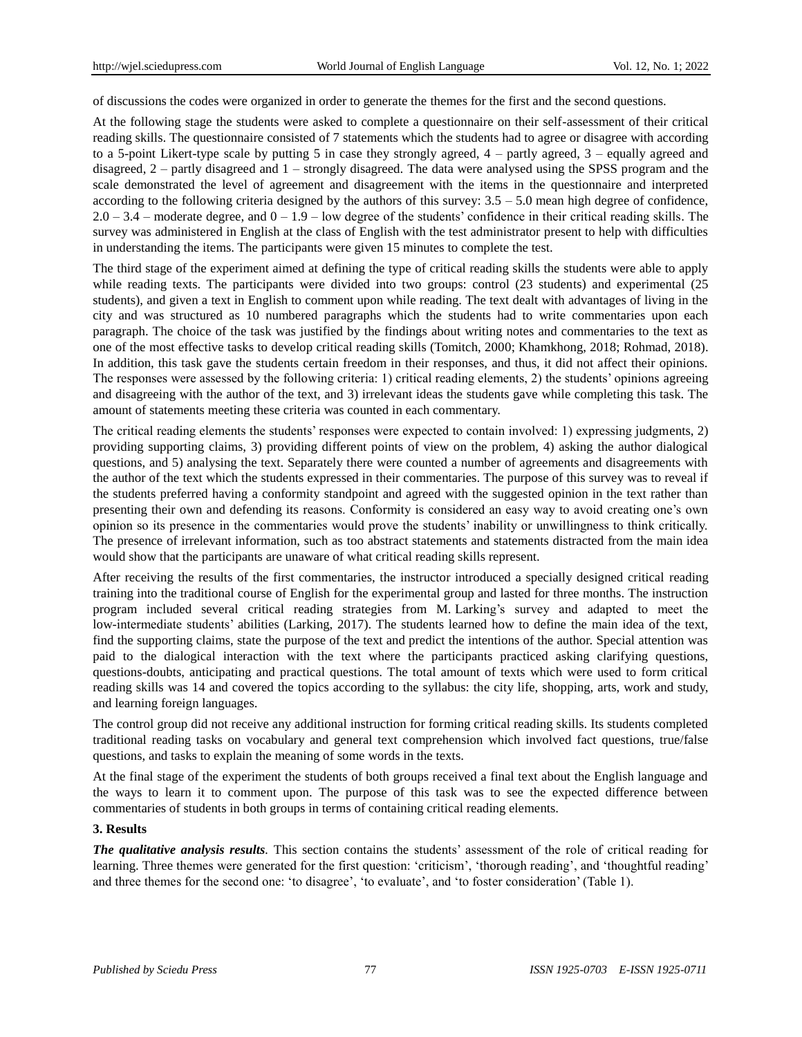of discussions the codes were organized in order to generate the themes for the first and the second questions.

At the following stage the students were asked to complete a questionnaire on their self-assessment of their critical reading skills. The questionnaire consisted of 7 statements which the students had to agree or disagree with according to a 5-point Likert-type scale by putting 5 in case they strongly agreed, 4 – partly agreed, 3 – equally agreed and disagreed, 2 – partly disagreed and 1 – strongly disagreed. The data were analysed using the SPSS program and the scale demonstrated the level of agreement and disagreement with the items in the questionnaire and interpreted according to the following criteria designed by the authors of this survey: 3.5 – 5.0 mean high degree of confidence, 2.0 – 3.4 – moderate degree, and 0 – 1.9 – low degree of the students' confidence in their critical reading skills. The survey was administered in English at the class of English with the test administrator present to help with difficulties in understanding the items. The participants were given 15 minutes to complete the test.

The third stage of the experiment aimed at defining the type of critical reading skills the students were able to apply while reading texts. The participants were divided into two groups: control (23 students) and experimental (25 students), and given a text in English to comment upon while reading. The text dealt with advantages of living in the city and was structured as 10 numbered paragraphs which the students had to write commentaries upon each paragraph. The choice of the task was justified by the findings about writing notes and commentaries to the text as one of the most effective tasks to develop critical reading skills (Tomitch, 2000; Khamkhong, 2018; Rohmad, 2018). In addition, this task gave the students certain freedom in their responses, and thus, it did not affect their opinions. The responses were assessed by the following criteria: 1) critical reading elements, 2) the students' opinions agreeing and disagreeing with the author of the text, and 3) irrelevant ideas the students gave while completing this task. The amount of statements meeting these criteria was counted in each commentary.

The critical reading elements the students' responses were expected to contain involved: 1) expressing judgments, 2) providing supporting claims, 3) providing different points of view on the problem, 4) asking the author dialogical questions, and 5) analysing the text. Separately there were counted a number of agreements and disagreements with the author of the text which the students expressed in their commentaries. The purpose of this survey was to reveal if the students preferred having a conformity standpoint and agreed with the suggested opinion in the text rather than presenting their own and defending its reasons. Conformity is considered an easy way to avoid creating one's own opinion so its presence in the commentaries would prove the students' inability or unwillingness to think critically. The presence of irrelevant information, such as too abstract statements and statements distracted from the main idea would show that the participants are unaware of what critical reading skills represent.

After receiving the results of the first commentaries, the instructor introduced a specially designed critical reading training into the traditional course of English for the experimental group and lasted for three months. The instruction program included several critical reading strategies from M. Larking's survey and adapted to meet the low-intermediate students' abilities (Larking, 2017). The students learned how to define the main idea of the text, find the supporting claims, state the purpose of the text and predict the intentions of the author. Special attention was paid to the dialogical interaction with the text where the participants practiced asking clarifying questions, questions-doubts, anticipating and practical questions. The total amount of texts which were used to form critical reading skills was 14 and covered the topics according to the syllabus: the city life, shopping, arts, work and study, and learning foreign languages.

The control group did not receive any additional instruction for forming critical reading skills. Its students completed traditional reading tasks on vocabulary and general text comprehension which involved fact questions, true/false questions, and tasks to explain the meaning of some words in the texts.

At the final stage of the experiment the students of both groups received a final text about the English language and the ways to learn it to comment upon. The purpose of this task was to see the expected difference between commentaries of students in both groups in terms of containing critical reading elements.

## 3. Results

***The qualitative analysis results***. This section contains the students' assessment of the role of critical reading for learning. Three themes were generated for the first question: 'criticism', 'thorough reading', and 'thoughtful reading' and three themes for the second one: 'to disagree', 'to evaluate', and 'to foster consideration' (Table 1).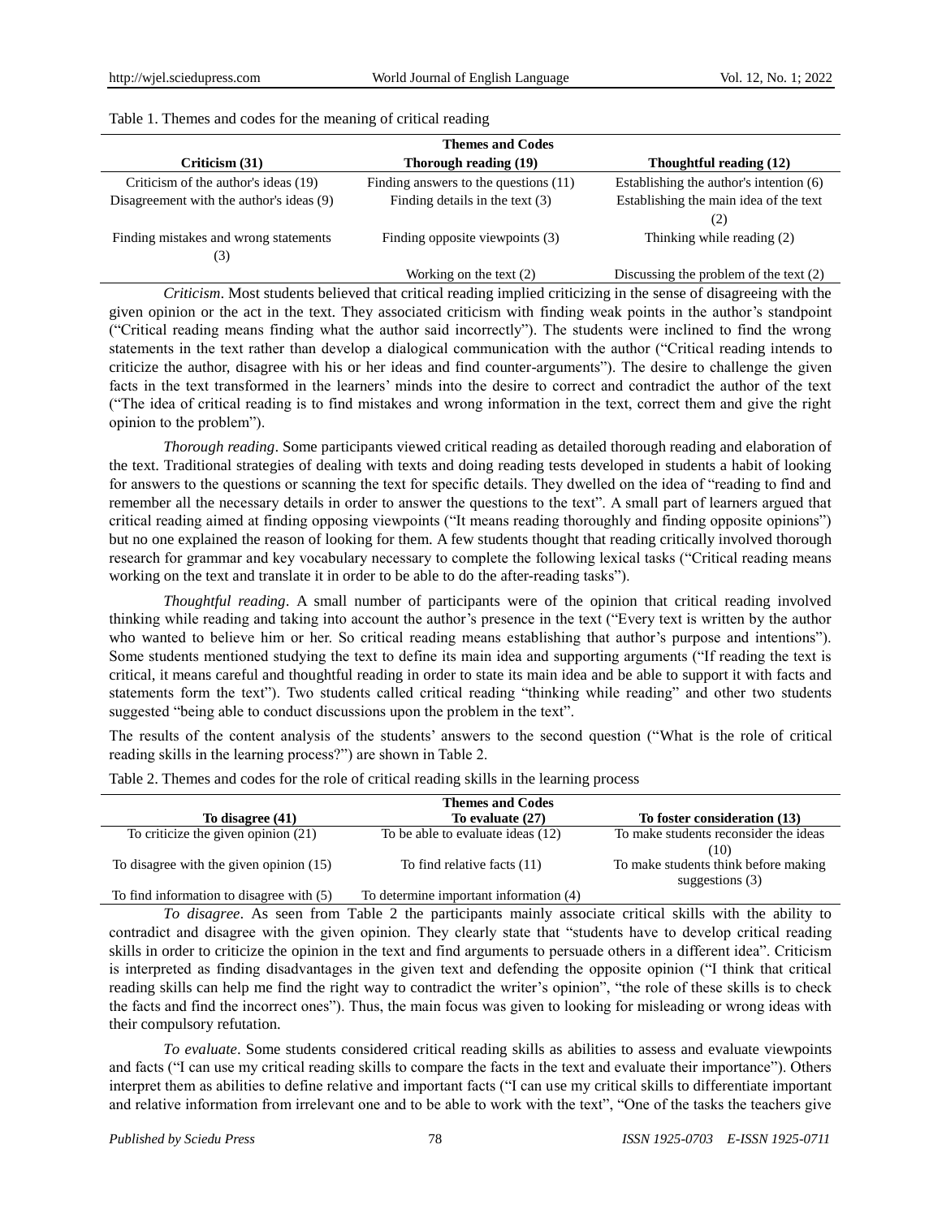Table 1. Themes and codes for the meaning of critical reading

| Themes and Codes | | |
|---|---|---|
| **Criticism (31)** | **Thorough reading (19)** | **Thoughtful reading (12)** |
| Criticism of the author's ideas (19) | Finding answers to the questions (11) | Establishing the author's intention (6) |
| Disagreement with the author's ideas (9) | Finding details in the text (3) | Establishing the main idea of the text (2) |
| Finding mistakes and wrong statements (3) | Finding opposite viewpoints (3) | Thinking while reading (2) |
| | Working on the text (2) | Discussing the problem of the text (2) |

*Criticism*. Most students believed that critical reading implied criticizing in the sense of disagreeing with the given opinion or the act in the text. They associated criticism with finding weak points in the author's standpoint ("Critical reading means finding what the author said incorrectly"). The students were inclined to find the wrong statements in the text rather than develop a dialogical communication with the author ("Critical reading intends to criticize the author, disagree with his or her ideas and find counter-arguments"). The desire to challenge the given facts in the text transformed in the learners' minds into the desire to correct and contradict the author of the text ("The idea of critical reading is to find mistakes and wrong information in the text, correct them and give the right opinion to the problem").

*Thorough reading*. Some participants viewed critical reading as detailed thorough reading and elaboration of the text. Traditional strategies of dealing with texts and doing reading tests developed in students a habit of looking for answers to the questions or scanning the text for specific details. They dwelled on the idea of "reading to find and remember all the necessary details in order to answer the questions to the text". A small part of learners argued that critical reading aimed at finding opposing viewpoints ("It means reading thoroughly and finding opposite opinions") but no one explained the reason of looking for them. A few students thought that reading critically involved thorough research for grammar and key vocabulary necessary to complete the following lexical tasks ("Critical reading means working on the text and translate it in order to be able to do the after-reading tasks").

*Thoughtful reading*. A small number of participants were of the opinion that critical reading involved thinking while reading and taking into account the author's presence in the text ("Every text is written by the author who wanted to believe him or her. So critical reading means establishing that author's purpose and intentions"). Some students mentioned studying the text to define its main idea and supporting arguments ("If reading the text is critical, it means careful and thoughtful reading in order to state its main idea and be able to support it with facts and statements form the text"). Two students called critical reading "thinking while reading" and other two students suggested "being able to conduct discussions upon the problem in the text".

The results of the content analysis of the students' answers to the second question ("What is the role of critical reading skills in the learning process?") are shown in Table 2.

Table 2. Themes and codes for the role of critical reading skills in the learning process

| Themes and Codes | | |
|---|---|---|
| **To disagree (41)** | **To evaluate (27)** | **To foster consideration (13)** |
| To criticize the given opinion (21) | To be able to evaluate ideas (12) | To make students reconsider the ideas (10) |
| To disagree with the given opinion (15) | To find relative facts (11) | To make students think before making suggestions (3) |
| To find information to disagree with (5) | To determine important information (4) | |

*To disagree*. As seen from Table 2 the participants mainly associate critical skills with the ability to contradict and disagree with the given opinion. They clearly state that "students have to develop critical reading skills in order to criticize the opinion in the text and find arguments to persuade others in a different idea". Criticism is interpreted as finding disadvantages in the given text and defending the opposite opinion ("I think that critical reading skills can help me find the right way to contradict the writer's opinion", "the role of these skills is to check the facts and find the incorrect ones"). Thus, the main focus was given to looking for misleading or wrong ideas with their compulsory refutation.

*To evaluate*. Some students considered critical reading skills as abilities to assess and evaluate viewpoints and facts ("I can use my critical reading skills to compare the facts in the text and evaluate their importance"). Others interpret them as abilities to define relative and important facts ("I can use my critical skills to differentiate important and relative information from irrelevant one and to be able to work with the text", "One of the tasks the teachers give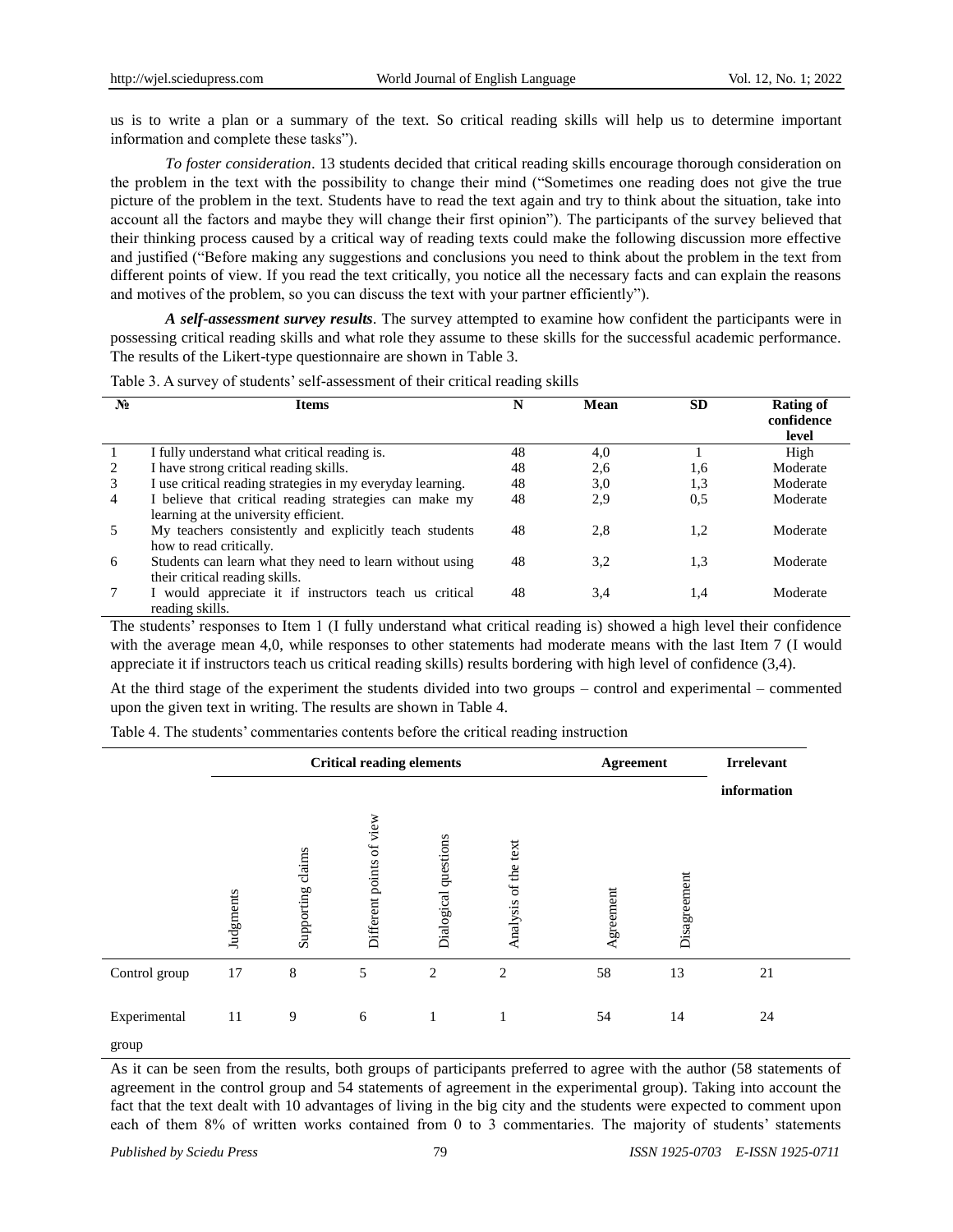us is to write a plan or a summary of the text. So critical reading skills will help us to determine important information and complete these tasks").

*To foster consideration*. 13 students decided that critical reading skills encourage thorough consideration on the problem in the text with the possibility to change their mind ("Sometimes one reading does not give the true picture of the problem in the text. Students have to read the text again and try to think about the situation, take into account all the factors and maybe they will change their first opinion"). The participants of the survey believed that their thinking process caused by a critical way of reading texts could make the following discussion more effective and justified ("Before making any suggestions and conclusions you need to think about the problem in the text from different points of view. If you read the text critically, you notice all the necessary facts and can explain the reasons and motives of the problem, so you can discuss the text with your partner efficiently").

***A self-assessment survey results***. The survey attempted to examine how confident the participants were in possessing critical reading skills and what role they assume to these skills for the successful academic performance. The results of the Likert-type questionnaire are shown in Table 3.

Table 3. A survey of students' self-assessment of their critical reading skills

| № | Items | N | Mean | SD | Rating of confidence level |
|---|---|---|---|---|---|
| 1 | I fully understand what critical reading is. | 48 | 4,0 | 1 | High |
| 2 | I have strong critical reading skills. | 48 | 2,6 | 1,6 | Moderate |
| 3 | I use critical reading strategies in my everyday learning. | 48 | 3,0 | 1,3 | Moderate |
| 4 | I believe that critical reading strategies can make my learning at the university efficient. | 48 | 2,9 | 0,5 | Moderate |
| 5 | My teachers consistently and explicitly teach students how to read critically. | 48 | 2,8 | 1,2 | Moderate |
| 6 | Students can learn what they need to learn without using their critical reading skills. | 48 | 3,2 | 1,3 | Moderate |
| 7 | I would appreciate it if instructors teach us critical reading skills. | 48 | 3,4 | 1,4 | Moderate |

The students' responses to Item 1 (I fully understand what critical reading is) showed a high level their confidence with the average mean 4,0, while responses to other statements had moderate means with the last Item 7 (I would appreciate it if instructors teach us critical reading skills) results bordering with high level of confidence (3,4).

At the third stage of the experiment the students divided into two groups – control and experimental – commented upon the given text in writing. The results are shown in Table 4.

Table 4. The students' commentaries contents before the critical reading instruction

| | Critical reading elements | | | | | Agreement | | Irrelevant information |
|---|---|---|---|---|---|---|---|---|
| | Judgments | Supporting claims | Different points of view | Dialogical questions | Analysis of the text | Agreement | Disagreement | |
| Control group | 17 | 8 | 5 | 2 | 2 | 58 | 13 | 21 |
| Experimental group | 11 | 9 | 6 | 1 | 1 | 54 | 14 | 24 |

As it can be seen from the results, both groups of participants preferred to agree with the author (58 statements of agreement in the control group and 54 statements of agreement in the experimental group). Taking into account the fact that the text dealt with 10 advantages of living in the big city and the students were expected to comment upon each of them 8% of written works contained from 0 to 3 commentaries. The majority of students' statements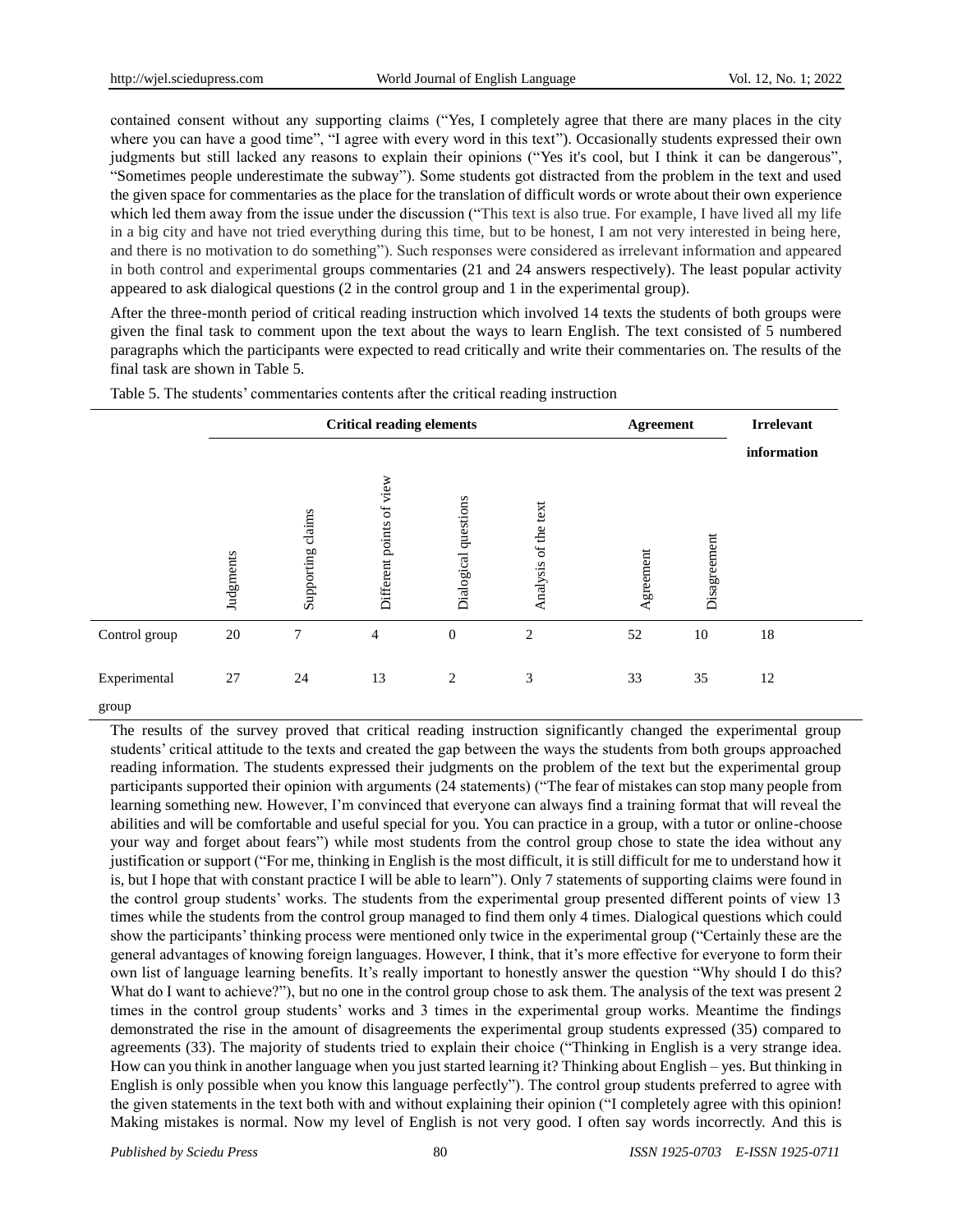contained consent without any supporting claims ("Yes, I completely agree that there are many places in the city where you can have a good time", "I agree with every word in this text"). Occasionally students expressed their own judgments but still lacked any reasons to explain their opinions ("Yes it's cool, but I think it can be dangerous", "Sometimes people underestimate the subway"). Some students got distracted from the problem in the text and used the given space for commentaries as the place for the translation of difficult words or wrote about their own experience which led them away from the issue under the discussion ("This text is also true. For example, I have lived all my life in a big city and have not tried everything during this time, but to be honest, I am not very interested in being here, and there is no motivation to do something"). Such responses were considered as irrelevant information and appeared in both control and experimental groups commentaries (21 and 24 answers respectively). The least popular activity appeared to ask dialogical questions (2 in the control group and 1 in the experimental group).

After the three-month period of critical reading instruction which involved 14 texts the students of both groups were given the final task to comment upon the text about the ways to learn English. The text consisted of 5 numbered paragraphs which the participants were expected to read critically and write their commentaries on. The results of the final task are shown in Table 5.

Table 5. The students' commentaries contents after the critical reading instruction

| | Critical reading elements | | | | | Agreement | | Irrelevant information |
|---|---|---|---|---|---|---|---|---|
| | Judgments | Supporting claims | Different points of view | Dialogical questions | Analysis of the text | Agreement | Disagreement | |
| Control group | 20 | 7 | 4 | 0 | 2 | 52 | 10 | 18 |
| Experimental group | 27 | 24 | 13 | 2 | 3 | 33 | 35 | 12 |

The results of the survey proved that critical reading instruction significantly changed the experimental group students' critical attitude to the texts and created the gap between the ways the students from both groups approached reading information. The students expressed their judgments on the problem of the text but the experimental group participants supported their opinion with arguments (24 statements) ("The fear of mistakes can stop many people from learning something new. However, I'm convinced that everyone can always find a training format that will reveal the abilities and will be comfortable and useful special for you. You can practice in a group, with a tutor or online-choose your way and forget about fears") while most students from the control group chose to state the idea without any justification or support ("For me, thinking in English is the most difficult, it is still difficult for me to understand how it is, but I hope that with constant practice I will be able to learn"). Only 7 statements of supporting claims were found in the control group students' works. The students from the experimental group presented different points of view 13 times while the students from the control group managed to find them only 4 times. Dialogical questions which could show the participants' thinking process were mentioned only twice in the experimental group ("Certainly these are the general advantages of knowing foreign languages. However, I think, that it's more effective for everyone to form their own list of language learning benefits. It's really important to honestly answer the question "Why should I do this? What do I want to achieve?"), but no one in the control group chose to ask them. The analysis of the text was present 2 times in the control group students' works and 3 times in the experimental group works. Meantime the findings demonstrated the rise in the amount of disagreements the experimental group students expressed (35) compared to agreements (33). The majority of students tried to explain their choice ("Thinking in English is a very strange idea. How can you think in another language when you just started learning it? Thinking about English – yes. But thinking in English is only possible when you know this language perfectly"). The control group students preferred to agree with the given statements in the text both with and without explaining their opinion ("I completely agree with this opinion! Making mistakes is normal. Now my level of English is not very good. I often say words incorrectly. And this is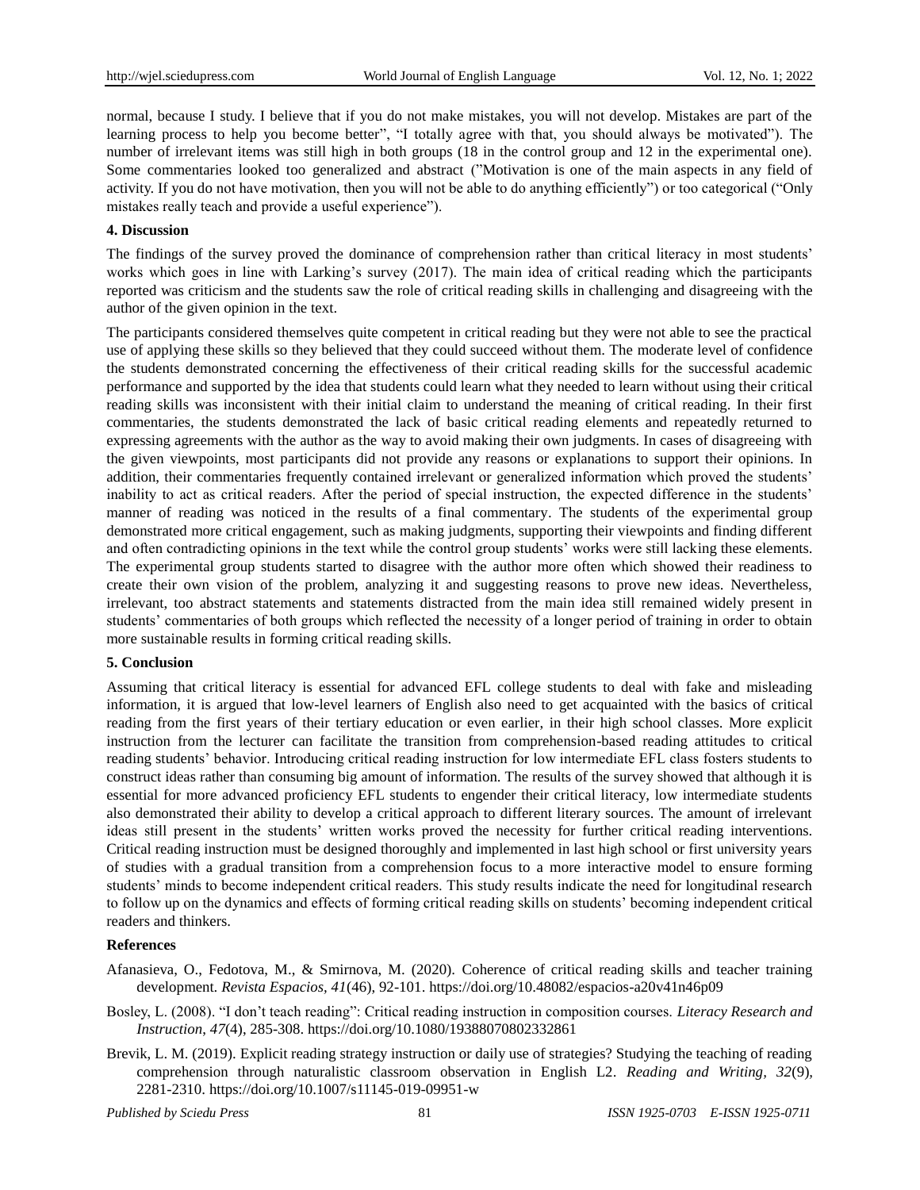normal, because I study. I believe that if you do not make mistakes, you will not develop. Mistakes are part of the learning process to help you become better", "I totally agree with that, you should always be motivated"). The number of irrelevant items was still high in both groups (18 in the control group and 12 in the experimental one). Some commentaries looked too generalized and abstract ("Motivation is one of the main aspects in any field of activity. If you do not have motivation, then you will not be able to do anything efficiently") or too categorical ("Only mistakes really teach and provide a useful experience").

**4. Discussion**

The findings of the survey proved the dominance of comprehension rather than critical literacy in most students' works which goes in line with Larking's survey (2017). The main idea of critical reading which the participants reported was criticism and the students saw the role of critical reading skills in challenging and disagreeing with the author of the given opinion in the text.

The participants considered themselves quite competent in critical reading but they were not able to see the practical use of applying these skills so they believed that they could succeed without them. The moderate level of confidence the students demonstrated concerning the effectiveness of their critical reading skills for the successful academic performance and supported by the idea that students could learn what they needed to learn without using their critical reading skills was inconsistent with their initial claim to understand the meaning of critical reading. In their first commentaries, the students demonstrated the lack of basic critical reading elements and repeatedly returned to expressing agreements with the author as the way to avoid making their own judgments. In cases of disagreeing with the given viewpoints, most participants did not provide any reasons or explanations to support their opinions. In addition, their commentaries frequently contained irrelevant or generalized information which proved the students' inability to act as critical readers. After the period of special instruction, the expected difference in the students' manner of reading was noticed in the results of a final commentary. The students of the experimental group demonstrated more critical engagement, such as making judgments, supporting their viewpoints and finding different and often contradicting opinions in the text while the control group students' works were still lacking these elements. The experimental group students started to disagree with the author more often which showed their readiness to create their own vision of the problem, analyzing it and suggesting reasons to prove new ideas. Nevertheless, irrelevant, too abstract statements and statements distracted from the main idea still remained widely present in students' commentaries of both groups which reflected the necessity of a longer period of training in order to obtain more sustainable results in forming critical reading skills.

**5. Conclusion**

Assuming that critical literacy is essential for advanced EFL college students to deal with fake and misleading information, it is argued that low-level learners of English also need to get acquainted with the basics of critical reading from the first years of their tertiary education or even earlier, in their high school classes. More explicit instruction from the lecturer can facilitate the transition from comprehension-based reading attitudes to critical reading students' behavior. Introducing critical reading instruction for low intermediate EFL class fosters students to construct ideas rather than consuming big amount of information. The results of the survey showed that although it is essential for more advanced proficiency EFL students to engender their critical literacy, low intermediate students also demonstrated their ability to develop a critical approach to different literary sources. The amount of irrelevant ideas still present in the students' written works proved the necessity for further critical reading interventions. Critical reading instruction must be designed thoroughly and implemented in last high school or first university years of studies with a gradual transition from a comprehension focus to a more interactive model to ensure forming students' minds to become independent critical readers. This study results indicate the need for longitudinal research to follow up on the dynamics and effects of forming critical reading skills on students' becoming independent critical readers and thinkers.

**References**

Afanasieva, O., Fedotova, M., & Smirnova, M. (2020). Coherence of critical reading skills and teacher training development. *Revista Espacios, 41*(46), 92-101. https://doi.org/10.48082/espacios-a20v41n46p09

Bosley, L. (2008). "I don't teach reading": Critical reading instruction in composition courses. *Literacy Research and Instruction, 47*(4), 285-308. https://doi.org/10.1080/19388070802332861

Brevik, L. M. (2019). Explicit reading strategy instruction or daily use of strategies? Studying the teaching of reading comprehension through naturalistic classroom observation in English L2. *Reading and Writing, 32*(9), 2281-2310. https://doi.org/10.1007/s11145-019-09951-w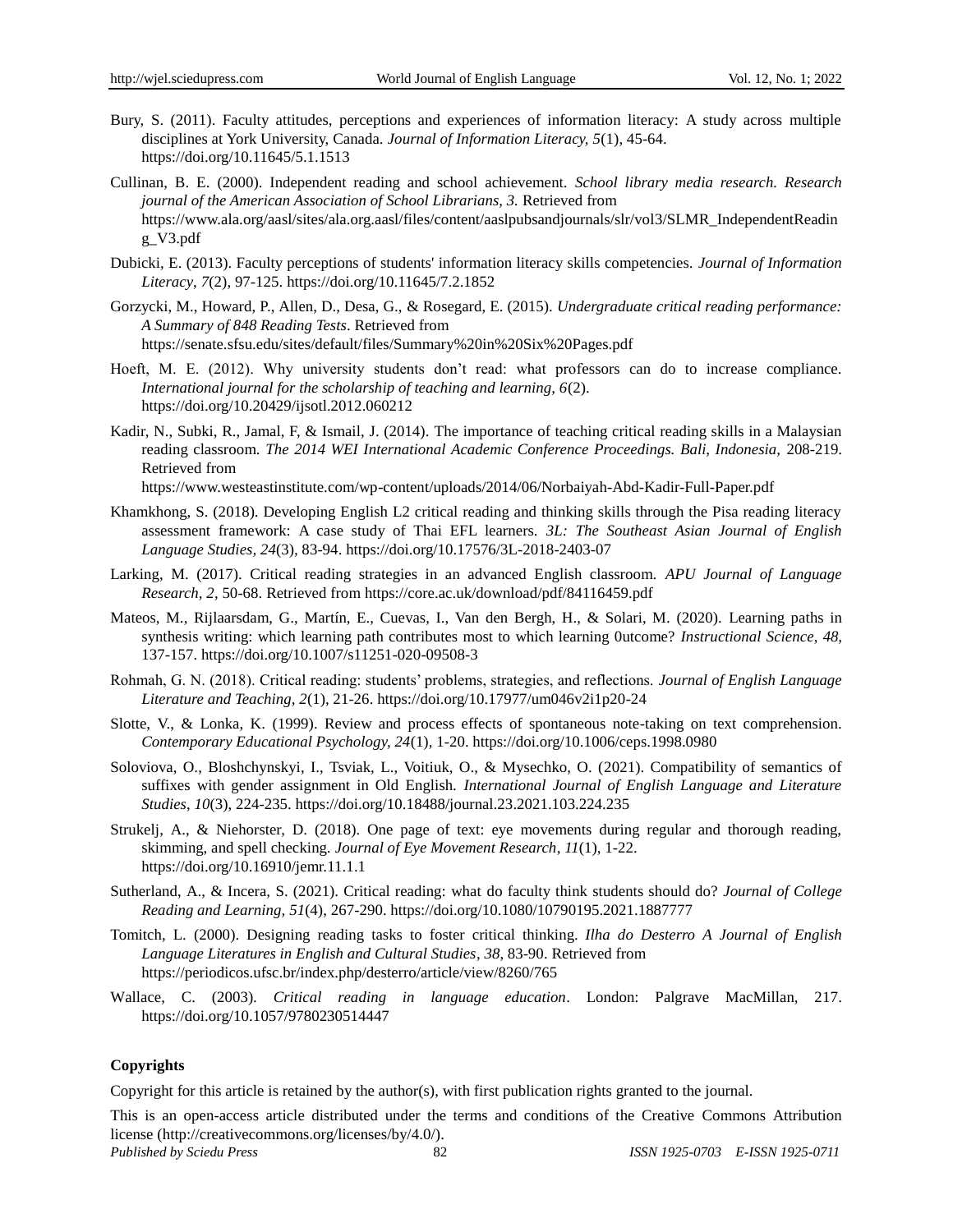Bury, S. (2011). Faculty attitudes, perceptions and experiences of information literacy: A study across multiple disciplines at York University, Canada. *Journal of Information Literacy, 5*(1), 45-64. https://doi.org/10.11645/5.1.1513

Cullinan, B. E. (2000). Independent reading and school achievement. *School library media research. Research journal of the American Association of School Librarians, 3.* Retrieved from https://www.ala.org/aasl/sites/ala.org.aasl/files/content/aaslpubsandjournals/slr/vol3/SLMR_IndependentReading_V3.pdf

Dubicki, E. (2013). Faculty perceptions of students' information literacy skills competencies. *Journal of Information Literacy, 7*(2), 97-125. https://doi.org/10.11645/7.2.1852

Gorzycki, M., Howard, P., Allen, D., Desa, G., & Rosegard, E. (2015). *Undergraduate critical reading performance: A Summary of 848 Reading Tests*. Retrieved from https://senate.sfsu.edu/sites/default/files/Summary%20in%20Six%20Pages.pdf

Hoeft, M. E. (2012). Why university students don't read: what professors can do to increase compliance. *International journal for the scholarship of teaching and learning, 6*(2). https://doi.org/10.20429/ijsotl.2012.060212

Kadir, N., Subki, R., Jamal, F, & Ismail, J. (2014). The importance of teaching critical reading skills in a Malaysian reading classroom. *The 2014 WEI International Academic Conference Proceedings. Bali, Indonesia*, 208-219. Retrieved from https://www.westeastinstitute.com/wp-content/uploads/2014/06/Norbaiyah-Abd-Kadir-Full-Paper.pdf

Khamkhong, S. (2018). Developing English L2 critical reading and thinking skills through the Pisa reading literacy assessment framework: A case study of Thai EFL learners. *3L: The Southeast Asian Journal of English Language Studies, 24*(3), 83-94. https://doi.org/10.17576/3L-2018-2403-07

Larking, M. (2017). Critical reading strategies in an advanced English classroom. *APU Journal of Language Research, 2,* 50-68. Retrieved from https://core.ac.uk/download/pdf/84116459.pdf

Mateos, M., Rijlaarsdam, G., Martín, E., Cuevas, I., Van den Bergh, H., & Solari, M. (2020). Learning paths in synthesis writing: which learning path contributes most to which learning 0utcome? *Instructional Science, 48,* 137-157. https://doi.org/10.1007/s11251-020-09508-3

Rohmah, G. N. (2018). Critical reading: students' problems, strategies, and reflections. *Journal of English Language Literature and Teaching, 2*(1), 21-26. https://doi.org/10.17977/um046v2i1p20-24

Slotte, V., & Lonka, K. (1999). Review and process effects of spontaneous note-taking on text comprehension. *Contemporary Educational Psychology, 24*(1), 1-20. https://doi.org/10.1006/ceps.1998.0980

Soloviova, O., Bloshchynskyi, I., Tsviak, L., Voitiuk, O., & Mysechko, O. (2021). Compatibility of semantics of suffixes with gender assignment in Old English. *International Journal of English Language and Literature Studies, 10*(3), 224-235. https://doi.org/10.18488/journal.23.2021.103.224.235

Strukelj, A., & Niehorster, D. (2018). One page of text: eye movements during regular and thorough reading, skimming, and spell checking. *Journal of Eye Movement Research, 11*(1), 1-22. https://doi.org/10.16910/jemr.11.1.1

Sutherland, A., & Incera, S. (2021). Critical reading: what do faculty think students should do? *Journal of College Reading and Learning, 51*(4), 267-290. https://doi.org/10.1080/10790195.2021.1887777

Tomitch, L. (2000). Designing reading tasks to foster critical thinking. *Ilha do Desterro A Journal of English Language Literatures in English and Cultural Studies, 38,* 83-90. Retrieved from https://periodicos.ufsc.br/index.php/desterro/article/view/8260/765

Wallace, C. (2003). *Critical reading in language education*. London: Palgrave MacMillan, 217. https://doi.org/10.1057/9780230514447

**Copyrights**

Copyright for this article is retained by the author(s), with first publication rights granted to the journal.

This is an open-access article distributed under the terms and conditions of the Creative Commons Attribution license (http://creativecommons.org/licenses/by/4.0/).